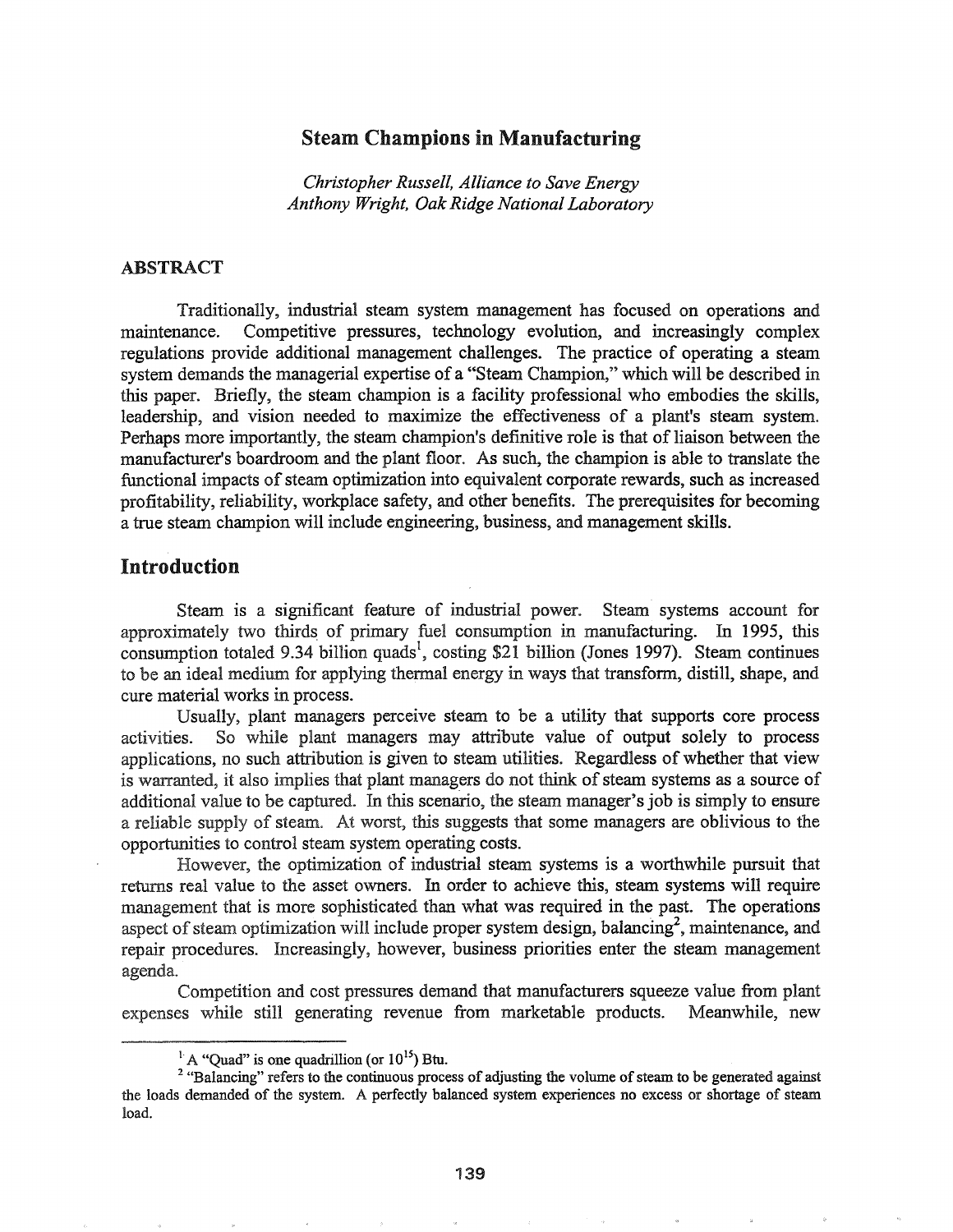# Steam Champions in Manufacturing

*Christopher Russell, Alliance to Save Energy*
*Anthony Wright, Oak Ridge National Laboratory*

## ABSTRACT

Traditionally, industrial steam system management has focused on operations and maintenance. Competitive pressures, technology evolution, and increasingly complex regulations provide additional management challenges. The practice of operating a steam system demands the managerial expertise of a "Steam Champion," which will be described in this paper. Briefly, the steam champion is a facility professional who embodies the skills, leadership, and vision needed to maximize the effectiveness of a plant's steam system. Perhaps more importantly, the steam champion's definitive role is that of liaison between the manufacturer's boardroom and the plant floor. As such, the champion is able to translate the functional impacts of steam optimization into equivalent corporate rewards, such as increased profitability, reliability, workplace safety, and other benefits. The prerequisites for becoming a true steam champion will include engineering, business, and management skills.

## Introduction

Steam is a significant feature of industrial power. Steam systems account for approximately two thirds of primary fuel consumption in manufacturing. In 1995, this consumption totaled 9.34 billion quads[1], costing $21 billion (Jones 1997). Steam continues to be an ideal medium for applying thermal energy in ways that transform, distill, shape, and cure material works in process.

Usually, plant managers perceive steam to be a utility that supports core process activities. So while plant managers may attribute value of output solely to process applications, no such attribution is given to steam utilities. Regardless of whether that view is warranted, it also implies that plant managers do not think of steam systems as a source of additional value to be captured. In this scenario, the steam manager's job is simply to ensure a reliable supply of steam. At worst, this suggests that some managers are oblivious to the opportunities to control steam system operating costs.

However, the optimization of industrial steam systems is a worthwhile pursuit that returns real value to the asset owners. In order to achieve this, steam systems will require management that is more sophisticated than what was required in the past. The operations aspect of steam optimization will include proper system design, balancing[2], maintenance, and repair procedures. Increasingly, however, business priorities enter the steam management agenda.

Competition and cost pressures demand that manufacturers squeeze value from plant expenses while still generating revenue from marketable products. Meanwhile, new

---

[1] A "Quad" is one quadrillion (or $10^{15}$) Btu.

[2] "Balancing" refers to the continuous process of adjusting the volume of steam to be generated against the loads demanded of the system. A perfectly balanced system experiences no excess or shortage of steam load.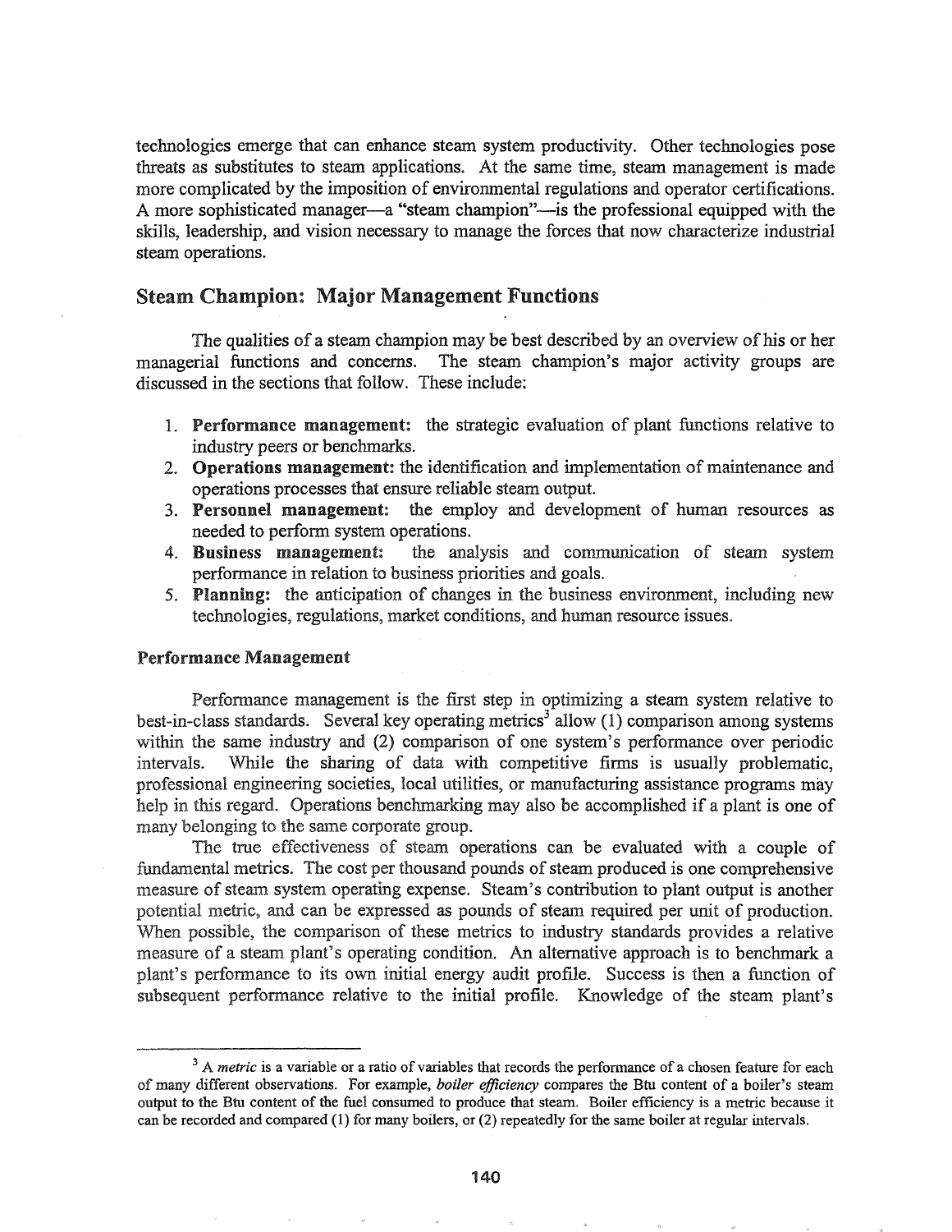technologies emerge that can enhance steam system productivity. Other technologies pose threats as substitutes to steam applications. At the same time, steam management is made more complicated by the imposition of environmental regulations and operator certifications. A more sophisticated manager—a "steam champion"—is the professional equipped with the skills, leadership, and vision necessary to manage the forces that now characterize industrial steam operations.

## Steam Champion: Major Management Functions

The qualities of a steam champion may be best described by an overview of his or her managerial functions and concerns. The steam champion's major activity groups are discussed in the sections that follow. These include:

1. **Performance management:** the strategic evaluation of plant functions relative to industry peers or benchmarks.
2. **Operations management:** the identification and implementation of maintenance and operations processes that ensure reliable steam output.
3. **Personnel management:** the employ and development of human resources as needed to perform system operations.
4. **Business management:** the analysis and communication of steam system performance in relation to business priorities and goals.
5. **Planning:** the anticipation of changes in the business environment, including new technologies, regulations, market conditions, and human resource issues.

### Performance Management

Performance management is the first step in optimizing a steam system relative to best-in-class standards. Several key operating metrics[3] allow (1) comparison among systems within the same industry and (2) comparison of one system's performance over periodic intervals. While the sharing of data with competitive firms is usually problematic, professional engineering societies, local utilities, or manufacturing assistance programs may help in this regard. Operations benchmarking may also be accomplished if a plant is one of many belonging to the same corporate group.

The true effectiveness of steam operations can be evaluated with a couple of fundamental metrics. The cost per thousand pounds of steam produced is one comprehensive measure of steam system operating expense. Steam's contribution to plant output is another potential metric, and can be expressed as pounds of steam required per unit of production. When possible, the comparison of these metrics to industry standards provides a relative measure of a steam plant's operating condition. An alternative approach is to benchmark a plant's performance to its own initial energy audit profile. Success is then a function of subsequent performance relative to the initial profile. Knowledge of the steam plant's

---

[3] A *metric* is a variable or a ratio of variables that records the performance of a chosen feature for each of many different observations. For example, *boiler efficiency* compares the Btu content of a boiler's steam output to the Btu content of the fuel consumed to produce that steam. Boiler efficiency is a metric because it can be recorded and compared (1) for many boilers, or (2) repeatedly for the same boiler at regular intervals.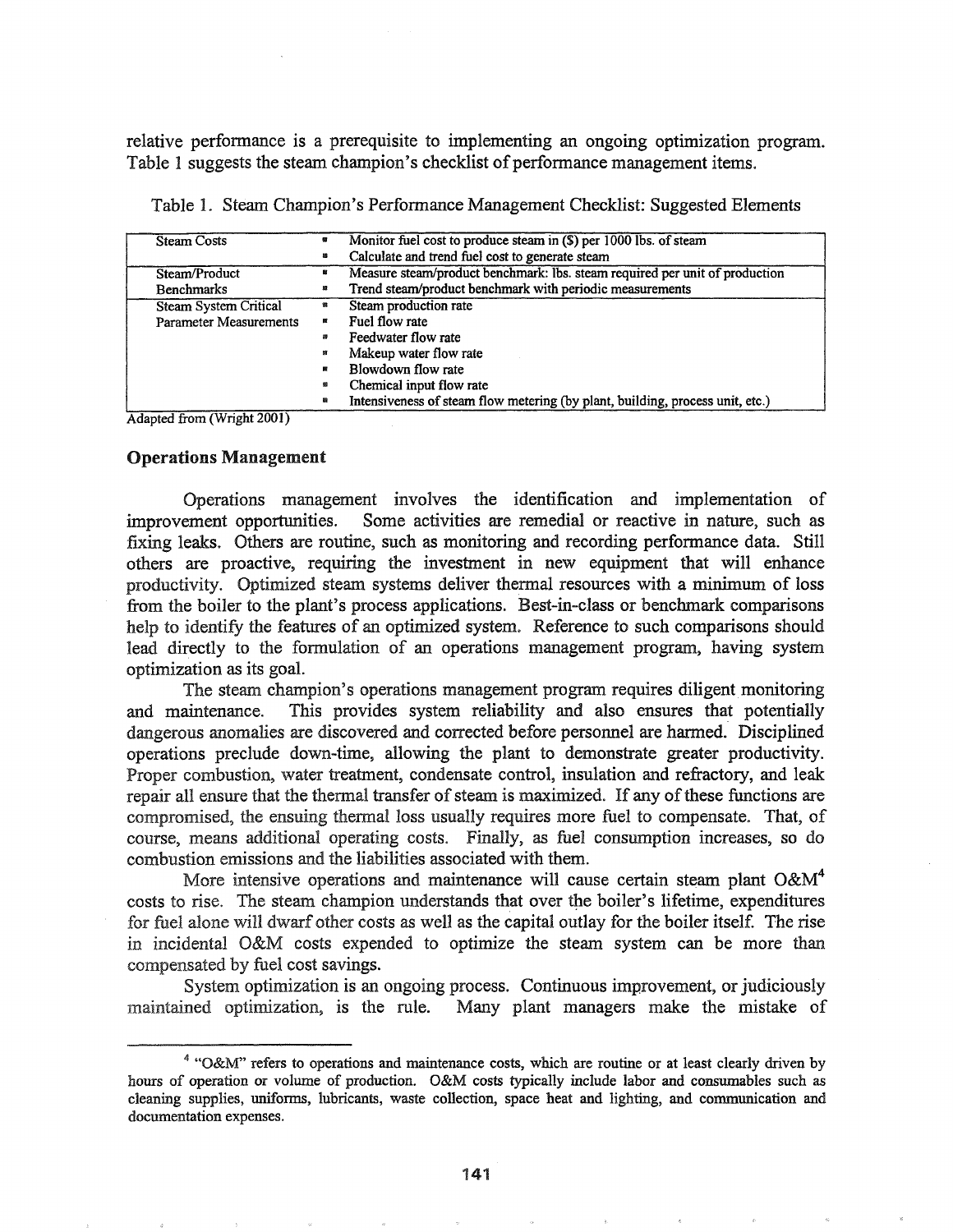relative performance is a prerequisite to implementing an ongoing optimization program. Table 1 suggests the steam champion's checklist of performance management items.

Table 1. Steam Champion's Performance Management Checklist: Suggested Elements

| | |
|---|---|
| Steam Costs | ▪ Monitor fuel cost to produce steam in ($) per 1000 lbs. of steam<br>▪ Calculate and trend fuel cost to generate steam |
| Steam/Product Benchmarks | ▪ Measure steam/product benchmark: lbs. steam required per unit of production<br>▪ Trend steam/product benchmark with periodic measurements |
| Steam System Critical Parameter Measurements | ▪ Steam production rate<br>▪ Fuel flow rate<br>▪ Feedwater flow rate<br>▪ Makeup water flow rate<br>▪ Blowdown flow rate<br>▪ Chemical input flow rate<br>▪ Intensiveness of steam flow metering (by plant, building, process unit, etc.) |

Adapted from (Wright 2001)

### Operations Management

Operations management involves the identification and implementation of improvement opportunities. Some activities are remedial or reactive in nature, such as fixing leaks. Others are routine, such as monitoring and recording performance data. Still others are proactive, requiring the investment in new equipment that will enhance productivity. Optimized steam systems deliver thermal resources with a minimum of loss from the boiler to the plant's process applications. Best-in-class or benchmark comparisons help to identify the features of an optimized system. Reference to such comparisons should lead directly to the formulation of an operations management program, having system optimization as its goal.

The steam champion's operations management program requires diligent monitoring and maintenance. This provides system reliability and also ensures that potentially dangerous anomalies are discovered and corrected before personnel are harmed. Disciplined operations preclude down-time, allowing the plant to demonstrate greater productivity. Proper combustion, water treatment, condensate control, insulation and refractory, and leak repair all ensure that the thermal transfer of steam is maximized. If any of these functions are compromised, the ensuing thermal loss usually requires more fuel to compensate. That, of course, means additional operating costs. Finally, as fuel consumption increases, so do combustion emissions and the liabilities associated with them.

More intensive operations and maintenance will cause certain steam plant O&M[4] costs to rise. The steam champion understands that over the boiler's lifetime, expenditures for fuel alone will dwarf other costs as well as the capital outlay for the boiler itself. The rise in incidental O&M costs expended to optimize the steam system can be more than compensated by fuel cost savings.

System optimization is an ongoing process. Continuous improvement, or judiciously maintained optimization, is the rule. Many plant managers make the mistake of

[4] "O&M" refers to operations and maintenance costs, which are routine or at least clearly driven by hours of operation or volume of production. O&M costs typically include labor and consumables such as cleaning supplies, uniforms, lubricants, waste collection, space heat and lighting, and communication and documentation expenses.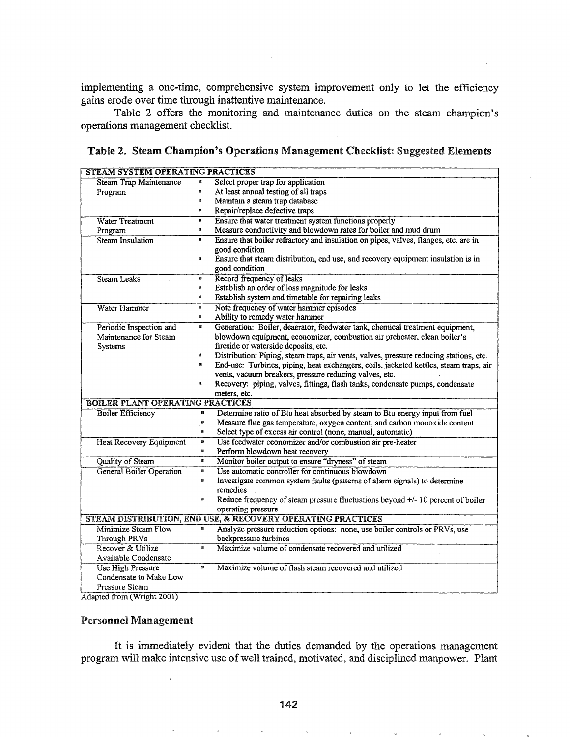implementing a one-time, comprehensive system improvement only to let the efficiency gains erode over time through inattentive maintenance.

Table 2 offers the monitoring and maintenance duties on the steam champion's operations management checklist.

**Table 2. Steam Champion's Operations Management Checklist: Suggested Elements**

| | |
|---|---|
| **STEAM SYSTEM OPERATING PRACTICES** | |
| Steam Trap Maintenance Program | • Select proper trap for application<br>• At least annual testing of all traps<br>• Maintain a steam trap database<br>• Repair/replace defective traps |
| Water Treatment Program | • Ensure that water treatment system functions properly<br>• Measure conductivity and blowdown rates for boiler and mud drum |
| Steam Insulation | • Ensure that boiler refractory and insulation on pipes, valves, flanges, etc. are in good condition<br>• Ensure that steam distribution, end use, and recovery equipment insulation is in good condition |
| Steam Leaks | • Record frequency of leaks<br>• Establish an order of loss magnitude for leaks<br>• Establish system and timetable for repairing leaks |
| Water Hammer | • Note frequency of water hammer episodes<br>• Ability to remedy water hammer |
| Periodic Inspection and Maintenance for Steam Systems | • Generation: Boiler, deaerator, feedwater tank, chemical treatment equipment, blowdown equipment, economizer, combustion air preheater, clean boiler's fireside or waterside deposits, etc.<br>• Distribution: Piping, steam traps, air vents, valves, pressure reducing stations, etc.<br>• End-use: Turbines, piping, heat exchangers, coils, jacketed kettles, steam traps, air vents, vacuum breakers, pressure reducing valves, etc.<br>• Recovery: piping, valves, fittings, flash tanks, condensate pumps, condensate meters, etc. |
| **BOILER PLANT OPERATING PRACTICES** | |
| Boiler Efficiency | • Determine ratio of Btu heat absorbed by steam to Btu energy input from fuel<br>• Measure flue gas temperature, oxygen content, and carbon monoxide content<br>• Select type of excess air control (none, manual, automatic) |
| Heat Recovery Equipment | • Use feedwater economizer and/or combustion air pre-heater<br>• Perform blowdown heat recovery |
| Quality of Steam | • Monitor boiler output to ensure "dryness" of steam |
| General Boiler Operation | • Use automatic controller for continuous blowdown<br>• Investigate common system faults (patterns of alarm signals) to determine remedies<br>• Reduce frequency of steam pressure fluctuations beyond +/- 10 percent of boiler operating pressure |
| **STEAM DISTRIBUTION, END USE, & RECOVERY OPERATING PRACTICES** | |
| Minimize Steam Flow Through PRVs | • Analyze pressure reduction options: none, use boiler controls or PRVs, use backpressure turbines |
| Recover & Utilize Available Condensate | • Maximize volume of condensate recovered and utilized |
| Use High Pressure Condensate to Make Low Pressure Steam | • Maximize volume of flash steam recovered and utilized |

Adapted from (Wright 2001)

## Personnel Management

It is immediately evident that the duties demanded by the operations management program will make intensive use of well trained, motivated, and disciplined manpower. Plant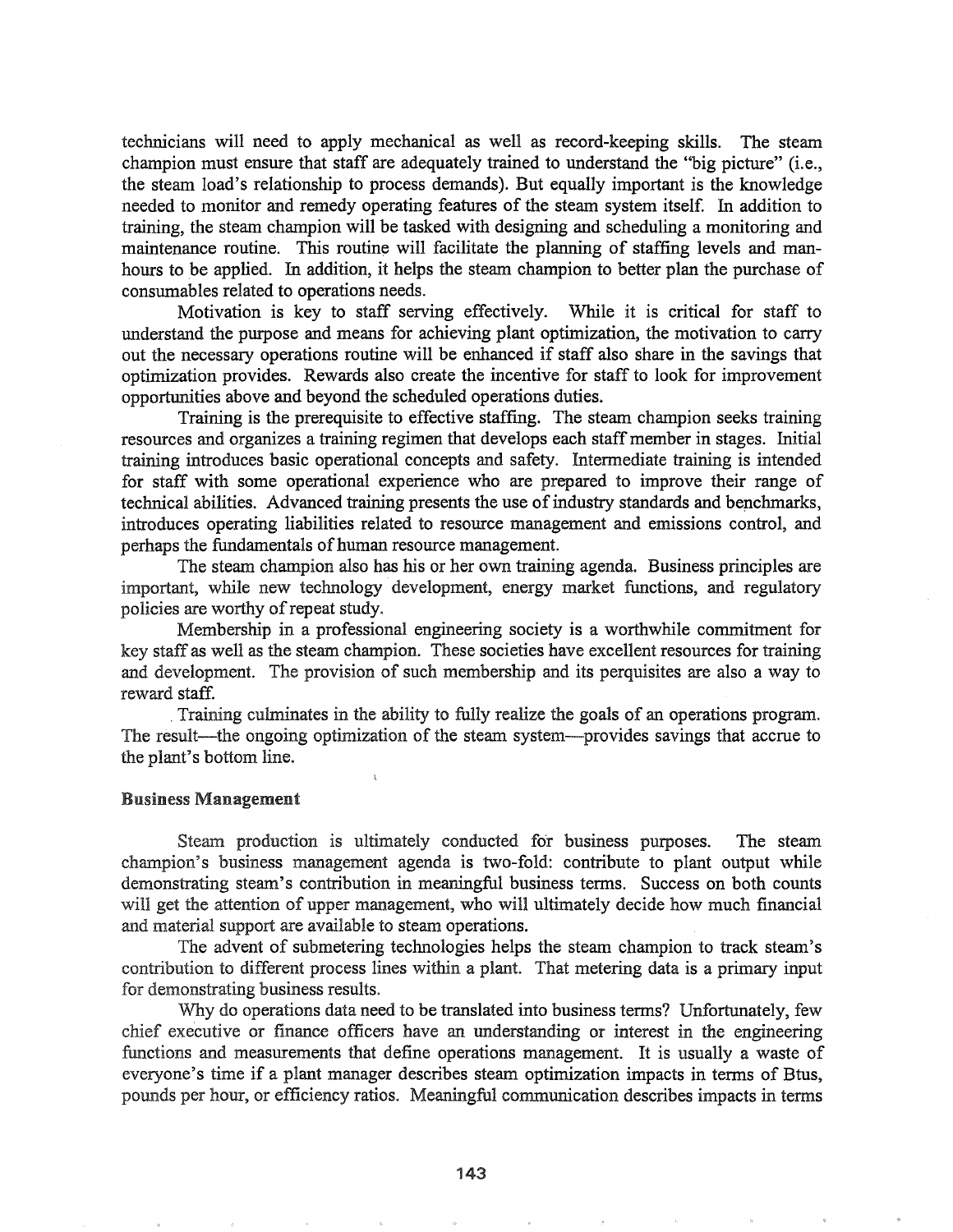technicians will need to apply mechanical as well as record-keeping skills. The steam champion must ensure that staff are adequately trained to understand the "big picture" (i.e., the steam load's relationship to process demands). But equally important is the knowledge needed to monitor and remedy operating features of the steam system itself. In addition to training, the steam champion will be tasked with designing and scheduling a monitoring and maintenance routine. This routine will facilitate the planning of staffing levels and man-hours to be applied. In addition, it helps the steam champion to better plan the purchase of consumables related to operations needs.

Motivation is key to staff serving effectively. While it is critical for staff to understand the purpose and means for achieving plant optimization, the motivation to carry out the necessary operations routine will be enhanced if staff also share in the savings that optimization provides. Rewards also create the incentive for staff to look for improvement opportunities above and beyond the scheduled operations duties.

Training is the prerequisite to effective staffing. The steam champion seeks training resources and organizes a training regimen that develops each staff member in stages. Initial training introduces basic operational concepts and safety. Intermediate training is intended for staff with some operational experience who are prepared to improve their range of technical abilities. Advanced training presents the use of industry standards and benchmarks, introduces operating liabilities related to resource management and emissions control, and perhaps the fundamentals of human resource management.

The steam champion also has his or her own training agenda. Business principles are important, while new technology development, energy market functions, and regulatory policies are worthy of repeat study.

Membership in a professional engineering society is a worthwhile commitment for key staff as well as the steam champion. These societies have excellent resources for training and development. The provision of such membership and its perquisites are also a way to reward staff.

Training culminates in the ability to fully realize the goals of an operations program. The result—the ongoing optimization of the steam system—provides savings that accrue to the plant's bottom line.

### Business Management

Steam production is ultimately conducted for business purposes. The steam champion's business management agenda is two-fold: contribute to plant output while demonstrating steam's contribution in meaningful business terms. Success on both counts will get the attention of upper management, who will ultimately decide how much financial and material support are available to steam operations.

The advent of submetering technologies helps the steam champion to track steam's contribution to different process lines within a plant. That metering data is a primary input for demonstrating business results.

Why do operations data need to be translated into business terms? Unfortunately, few chief executive or finance officers have an understanding or interest in the engineering functions and measurements that define operations management. It is usually a waste of everyone's time if a plant manager describes steam optimization impacts in terms of Btus, pounds per hour, or efficiency ratios. Meaningful communication describes impacts in terms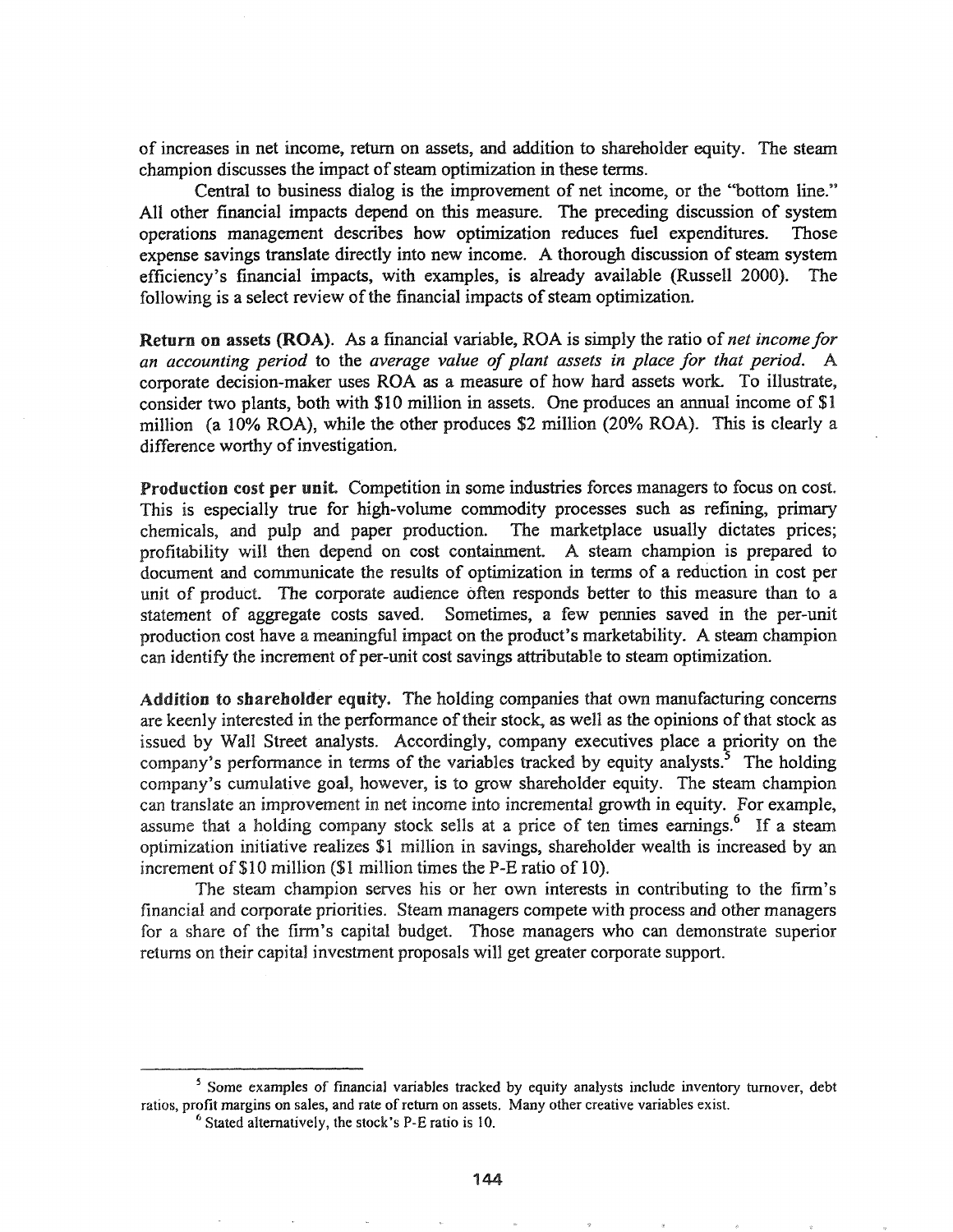of increases in net income, return on assets, and addition to shareholder equity. The steam champion discusses the impact of steam optimization in these terms.

Central to business dialog is the improvement of net income, or the "bottom line." All other financial impacts depend on this measure. The preceding discussion of system operations management describes how optimization reduces fuel expenditures. Those expense savings translate directly into new income. A thorough discussion of steam system efficiency's financial impacts, with examples, is already available (Russell 2000). The following is a select review of the financial impacts of steam optimization.

**Return on assets (ROA).** As a financial variable, ROA is simply the ratio of *net income for an accounting period* to the *average value of plant assets in place for that period.* A corporate decision-maker uses ROA as a measure of how hard assets work. To illustrate, consider two plants, both with $10 million in assets. One produces an annual income of $1 million (a 10% ROA), while the other produces $2 million (20% ROA). This is clearly a difference worthy of investigation.

**Production cost per unit.** Competition in some industries forces managers to focus on cost. This is especially true for high-volume commodity processes such as refining, primary chemicals, and pulp and paper production. The marketplace usually dictates prices; profitability will then depend on cost containment. A steam champion is prepared to document and communicate the results of optimization in terms of a reduction in cost per unit of product. The corporate audience often responds better to this measure than to a statement of aggregate costs saved. Sometimes, a few pennies saved in the per-unit production cost have a meaningful impact on the product's marketability. A steam champion can identify the increment of per-unit cost savings attributable to steam optimization.

**Addition to shareholder equity.** The holding companies that own manufacturing concerns are keenly interested in the performance of their stock, as well as the opinions of that stock as issued by Wall Street analysts. Accordingly, company executives place a priority on the company's performance in terms of the variables tracked by equity analysts.[5] The holding company's cumulative goal, however, is to grow shareholder equity. The steam champion can translate an improvement in net income into incremental growth in equity. For example, assume that a holding company stock sells at a price of ten times earnings.[6] If a steam optimization initiative realizes $1 million in savings, shareholder wealth is increased by an increment of $10 million ($1 million times the P-E ratio of 10).

The steam champion serves his or her own interests in contributing to the firm's financial and corporate priorities. Steam managers compete with process and other managers for a share of the firm's capital budget. Those managers who can demonstrate superior returns on their capital investment proposals will get greater corporate support.

---

[5] Some examples of financial variables tracked by equity analysts include inventory turnover, debt ratios, profit margins on sales, and rate of return on assets. Many other creative variables exist.

[6] Stated alternatively, the stock's P-E ratio is 10.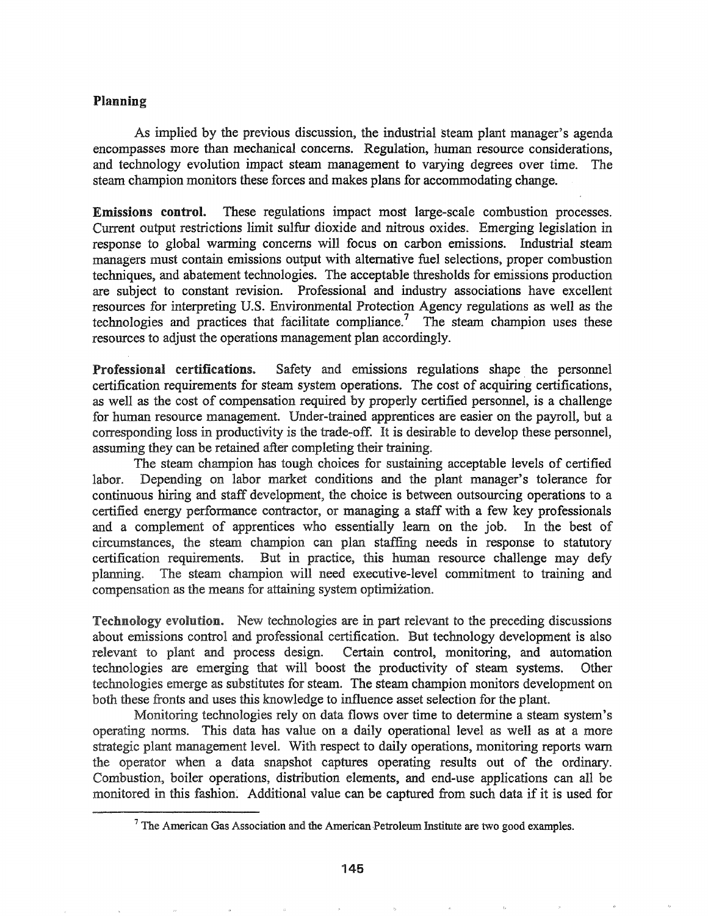## Planning

As implied by the previous discussion, the industrial steam plant manager's agenda encompasses more than mechanical concerns. Regulation, human resource considerations, and technology evolution impact steam management to varying degrees over time. The steam champion monitors these forces and makes plans for accommodating change.

**Emissions control.** These regulations impact most large-scale combustion processes. Current output restrictions limit sulfur dioxide and nitrous oxides. Emerging legislation in response to global warming concerns will focus on carbon emissions. Industrial steam managers must contain emissions output with alternative fuel selections, proper combustion techniques, and abatement technologies. The acceptable thresholds for emissions production are subject to constant revision. Professional and industry associations have excellent resources for interpreting U.S. Environmental Protection Agency regulations as well as the technologies and practices that facilitate compliance.[7] The steam champion uses these resources to adjust the operations management plan accordingly.

**Professional certifications.** Safety and emissions regulations shape the personnel certification requirements for steam system operations. The cost of acquiring certifications, as well as the cost of compensation required by properly certified personnel, is a challenge for human resource management. Under-trained apprentices are easier on the payroll, but a corresponding loss in productivity is the trade-off. It is desirable to develop these personnel, assuming they can be retained after completing their training.

The steam champion has tough choices for sustaining acceptable levels of certified labor. Depending on labor market conditions and the plant manager's tolerance for continuous hiring and staff development, the choice is between outsourcing operations to a certified energy performance contractor, or managing a staff with a few key professionals and a complement of apprentices who essentially learn on the job. In the best of circumstances, the steam champion can plan staffing needs in response to statutory certification requirements. But in practice, this human resource challenge may defy planning. The steam champion will need executive-level commitment to training and compensation as the means for attaining system optimization.

**Technology evolution.** New technologies are in part relevant to the preceding discussions about emissions control and professional certification. But technology development is also relevant to plant and process design. Certain control, monitoring, and automation technologies are emerging that will boost the productivity of steam systems. Other technologies emerge as substitutes for steam. The steam champion monitors development on both these fronts and uses this knowledge to influence asset selection for the plant.

Monitoring technologies rely on data flows over time to determine a steam system's operating norms. This data has value on a daily operational level as well as at a more strategic plant management level. With respect to daily operations, monitoring reports warn the operator when a data snapshot captures operating results out of the ordinary. Combustion, boiler operations, distribution elements, and end-use applications can all be monitored in this fashion. Additional value can be captured from such data if it is used for

[7] The American Gas Association and the American Petroleum Institute are two good examples.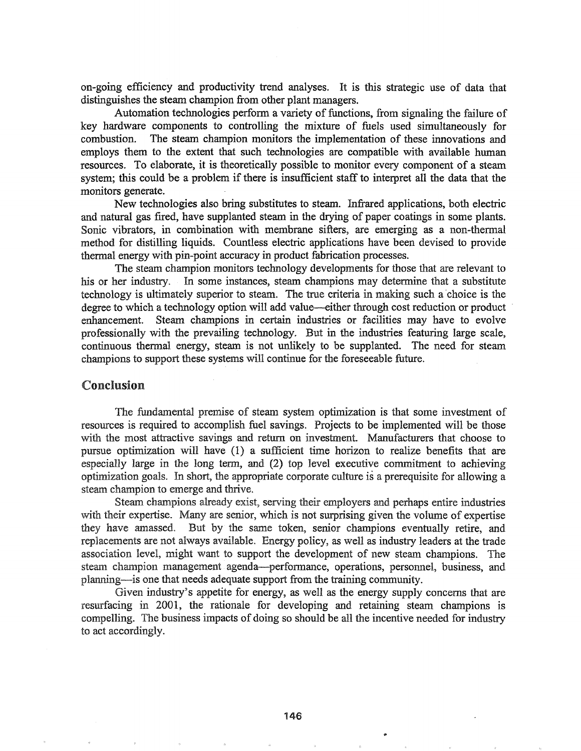on-going efficiency and productivity trend analyses. It is this strategic use of data that distinguishes the steam champion from other plant managers.

Automation technologies perform a variety of functions, from signaling the failure of key hardware components to controlling the mixture of fuels used simultaneously for combustion. The steam champion monitors the implementation of these innovations and employs them to the extent that such technologies are compatible with available human resources. To elaborate, it is theoretically possible to monitor every component of a steam system; this could be a problem if there is insufficient staff to interpret all the data that the monitors generate.

New technologies also bring substitutes to steam. Infrared applications, both electric and natural gas fired, have supplanted steam in the drying of paper coatings in some plants. Sonic vibrators, in combination with membrane sifters, are emerging as a non-thermal method for distilling liquids. Countless electric applications have been devised to provide thermal energy with pin-point accuracy in product fabrication processes.

The steam champion monitors technology developments for those that are relevant to his or her industry. In some instances, steam champions may determine that a substitute technology is ultimately superior to steam. The true criteria in making such a choice is the degree to which a technology option will add value—either through cost reduction or product enhancement. Steam champions in certain industries or facilities may have to evolve professionally with the prevailing technology. But in the industries featuring large scale, continuous thermal energy, steam is not unlikely to be supplanted. The need for steam champions to support these systems will continue for the foreseeable future.

## Conclusion

The fundamental premise of steam system optimization is that some investment of resources is required to accomplish fuel savings. Projects to be implemented will be those with the most attractive savings and return on investment. Manufacturers that choose to pursue optimization will have (1) a sufficient time horizon to realize benefits that are especially large in the long term, and (2) top level executive commitment to achieving optimization goals. In short, the appropriate corporate culture is a prerequisite for allowing a steam champion to emerge and thrive.

Steam champions already exist, serving their employers and perhaps entire industries with their expertise. Many are senior, which is not surprising given the volume of expertise they have amassed. But by the same token, senior champions eventually retire, and replacements are not always available. Energy policy, as well as industry leaders at the trade association level, might want to support the development of new steam champions. The steam champion management agenda—performance, operations, personnel, business, and planning—is one that needs adequate support from the training community.

Given industry's appetite for energy, as well as the energy supply concerns that are resurfacing in 2001, the rationale for developing and retaining steam champions is compelling. The business impacts of doing so should be all the incentive needed for industry to act accordingly.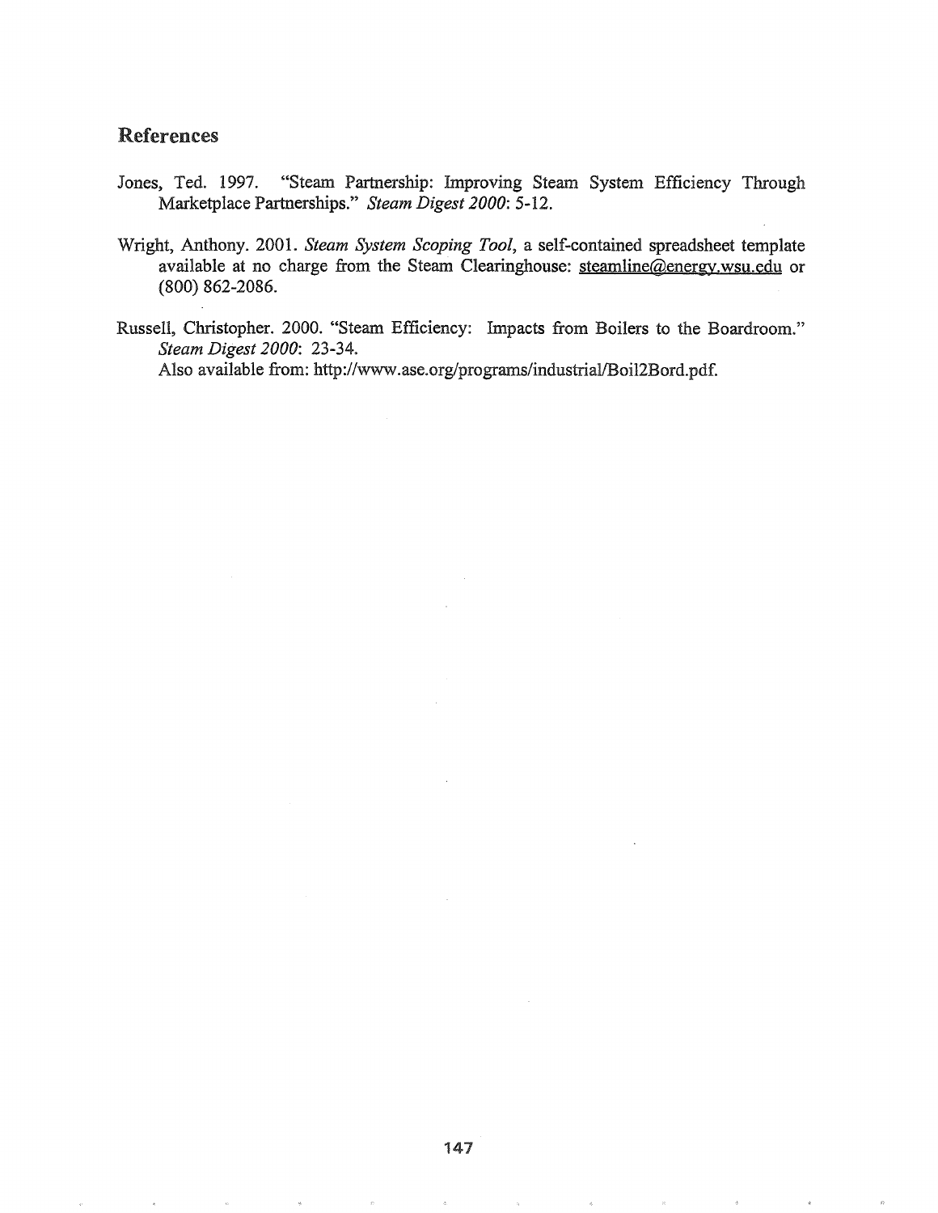## References

Jones, Ted. 1997. "Steam Partnership: Improving Steam System Efficiency Through Marketplace Partnerships." *Steam Digest 2000*: 5-12.

Wright, Anthony. 2001. *Steam System Scoping Tool,* a self-contained spreadsheet template available at no charge from the Steam Clearinghouse: steamline@energy.wsu.edu or (800) 862-2086.

Russell, Christopher. 2000. "Steam Efficiency: Impacts from Boilers to the Boardroom." *Steam Digest 2000*: 23-34.
Also available from: http://www.ase.org/programs/industrial/Boil2Bord.pdf.